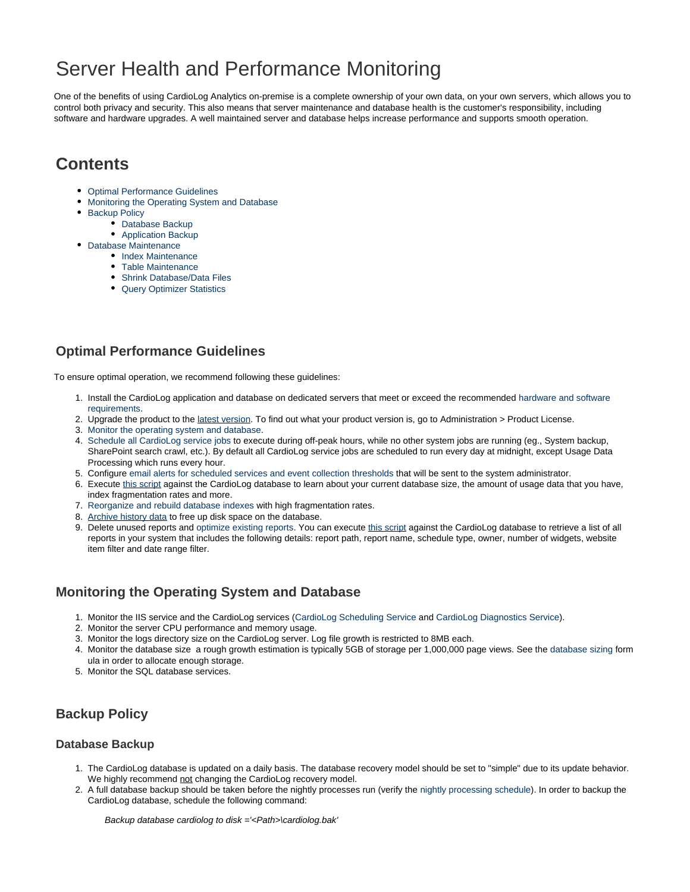# Server Health and Performance Monitoring

One of the benefits of using CardioLog Analytics on-premise is a complete ownership of your own data, on your own servers, which allows you to control both privacy and security. This also means that server maintenance and database health is the customer's responsibility, including software and hardware upgrades. A well maintained server and database helps increase performance and supports smooth operation.

## Contents

- Optimal Performance Guidelines
- Monitoring the Operating System and Database
- Backup Policy
  - Database Backup
  - Application Backup
- Database Maintenance
  - Index Maintenance
  - Table Maintenance
  - Shrink Database/Data Files
  - Query Optimizer Statistics

### Optimal Performance Guidelines

To ensure optimal operation, we recommend following these guidelines:

1. Install the CardioLog application and database on dedicated servers that meet or exceed the recommended hardware and software requirements.
2. Upgrade the product to the latest version. To find out what your product version is, go to Administration > Product License.
3. Monitor the operating system and database.
4. Schedule all CardioLog service jobs to execute during off-peak hours, while no other system jobs are running (eg., System backup, SharePoint search crawl, etc.). By default all CardioLog service jobs are scheduled to run every day at midnight, except Usage Data Processing which runs every hour.
5. Configure email alerts for scheduled services and event collection thresholds that will be sent to the system administrator.
6. Execute this script against the CardioLog database to learn about your current database size, the amount of usage data that you have, index fragmentation rates and more.
7. Reorganize and rebuild database indexes with high fragmentation rates.
8. Archive history data to free up disk space on the database.
9. Delete unused reports and optimize existing reports. You can execute this script against the CardioLog database to retrieve a list of all reports in your system that includes the following details: report path, report name, schedule type, owner, number of widgets, website item filter and date range filter.

### Monitoring the Operating System and Database

1. Monitor the IIS service and the CardioLog services (CardioLog Scheduling Service and CardioLog Diagnostics Service).
2. Monitor the server CPU performance and memory usage.
3. Monitor the logs directory size on the CardioLog server. Log file growth is restricted to 8MB each.
4. Monitor the database size a rough growth estimation is typically 5GB of storage per 1,000,000 page views. See the database sizing formula in order to allocate enough storage.
5. Monitor the SQL database services.

### Backup Policy

#### Database Backup

1. The CardioLog database is updated on a daily basis. The database recovery model should be set to "simple" due to its update behavior. We highly recommend not changing the CardioLog recovery model.
2. A full database backup should be taken before the nightly processes run (verify the nightly processing schedule). In order to backup the CardioLog database, schedule the following command:

   *Backup database cardiolog to disk ='<Path>\cardiolog.bak'*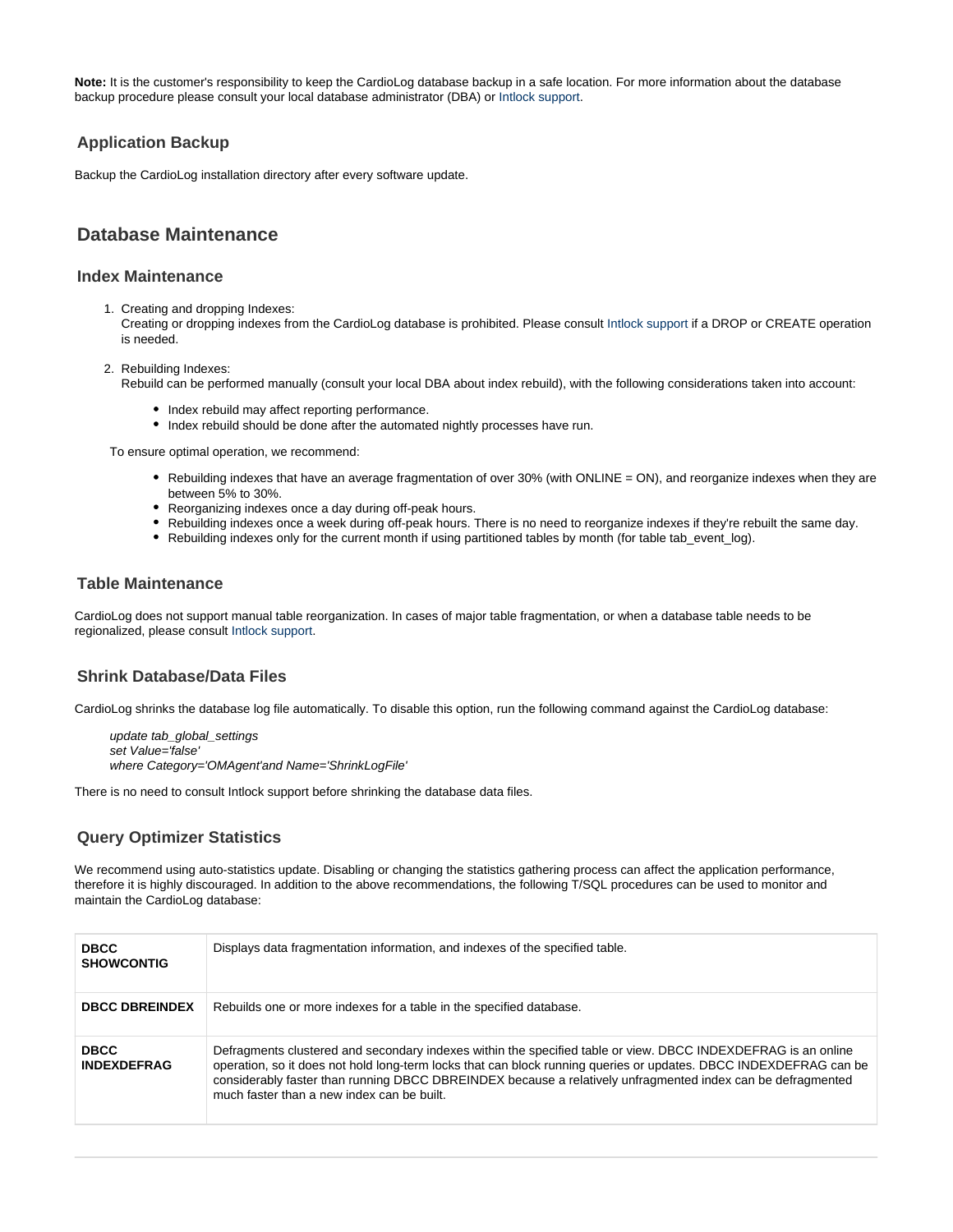**Note:** It is the customer's responsibility to keep the CardioLog database backup in a safe location. For more information about the database backup procedure please consult your local database administrator (DBA) or Intlock support.

### Application Backup

Backup the CardioLog installation directory after every software update.

## Database Maintenance

### Index Maintenance

1. Creating and dropping Indexes:
   Creating or dropping indexes from the CardioLog database is prohibited. Please consult Intlock support if a DROP or CREATE operation is needed.
2. Rebuilding Indexes:
   Rebuild can be performed manually (consult your local DBA about index rebuild), with the following considerations taken into account:
   - Index rebuild may affect reporting performance.
   - Index rebuild should be done after the automated nightly processes have run.

   To ensure optimal operation, we recommend:

   - Rebuilding indexes that have an average fragmentation of over 30% (with ONLINE = ON), and reorganize indexes when they are between 5% to 30%.
   - Reorganizing indexes once a day during off-peak hours.
   - Rebuilding indexes once a week during off-peak hours. There is no need to reorganize indexes if they're rebuilt the same day.
   - Rebuilding indexes only for the current month if using partitioned tables by month (for table tab_event_log).

### Table Maintenance

CardioLog does not support manual table reorganization. In cases of major table fragmentation, or when a database table needs to be regionalized, please consult Intlock support.

### Shrink Database/Data Files

CardioLog shrinks the database log file automatically. To disable this option, run the following command against the CardioLog database:

```
update tab_global_settings
set Value='false'
where Category='OMAgent'and Name='ShrinkLogFile'
```

There is no need to consult Intlock support before shrinking the database data files.

### Query Optimizer Statistics

We recommend using auto-statistics update. Disabling or changing the statistics gathering process can affect the application performance, therefore it is highly discouraged. In addition to the above recommendations, the following T/SQL procedures can be used to monitor and maintain the CardioLog database:

| | |
|---|---|
| **DBCC SHOWCONTIG** | Displays data fragmentation information, and indexes of the specified table. |
| **DBCC DBREINDEX** | Rebuilds one or more indexes for a table in the specified database. |
| **DBCC INDEXDEFRAG** | Defragments clustered and secondary indexes within the specified table or view. DBCC INDEXDEFRAG is an online operation, so it does not hold long-term locks that can block running queries or updates. DBCC INDEXDEFRAG can be considerably faster than running DBCC DBREINDEX because a relatively unfragmented index can be defragmented much faster than a new index can be built. |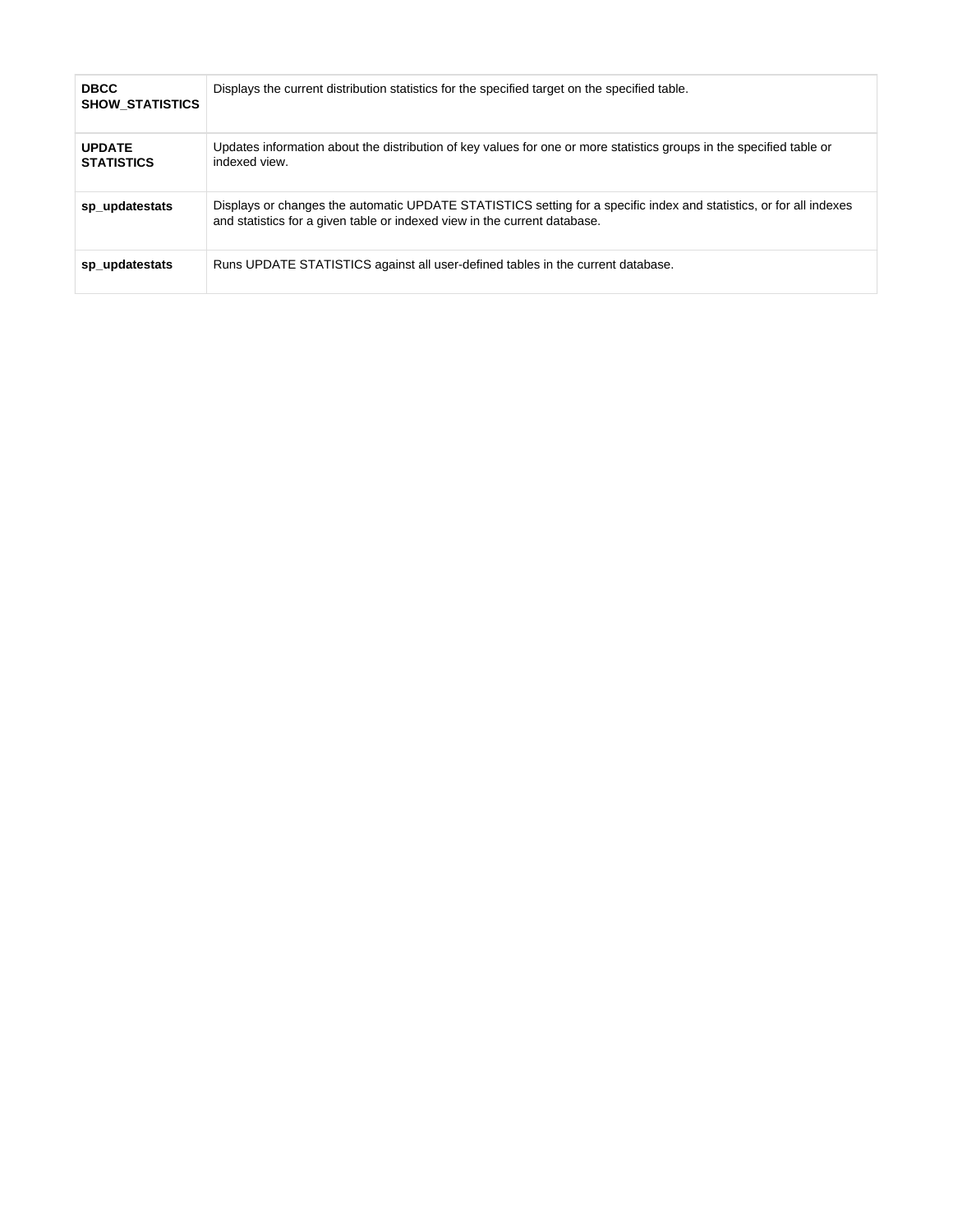| | |
|---|---|
| **DBCC SHOW_STATISTICS** | Displays the current distribution statistics for the specified target on the specified table. |
| **UPDATE STATISTICS** | Updates information about the distribution of key values for one or more statistics groups in the specified table or indexed view. |
| **sp_updatestats** | Displays or changes the automatic UPDATE STATISTICS setting for a specific index and statistics, or for all indexes and statistics for a given table or indexed view in the current database. |
| **sp_updatestats** | Runs UPDATE STATISTICS against all user-defined tables in the current database. |